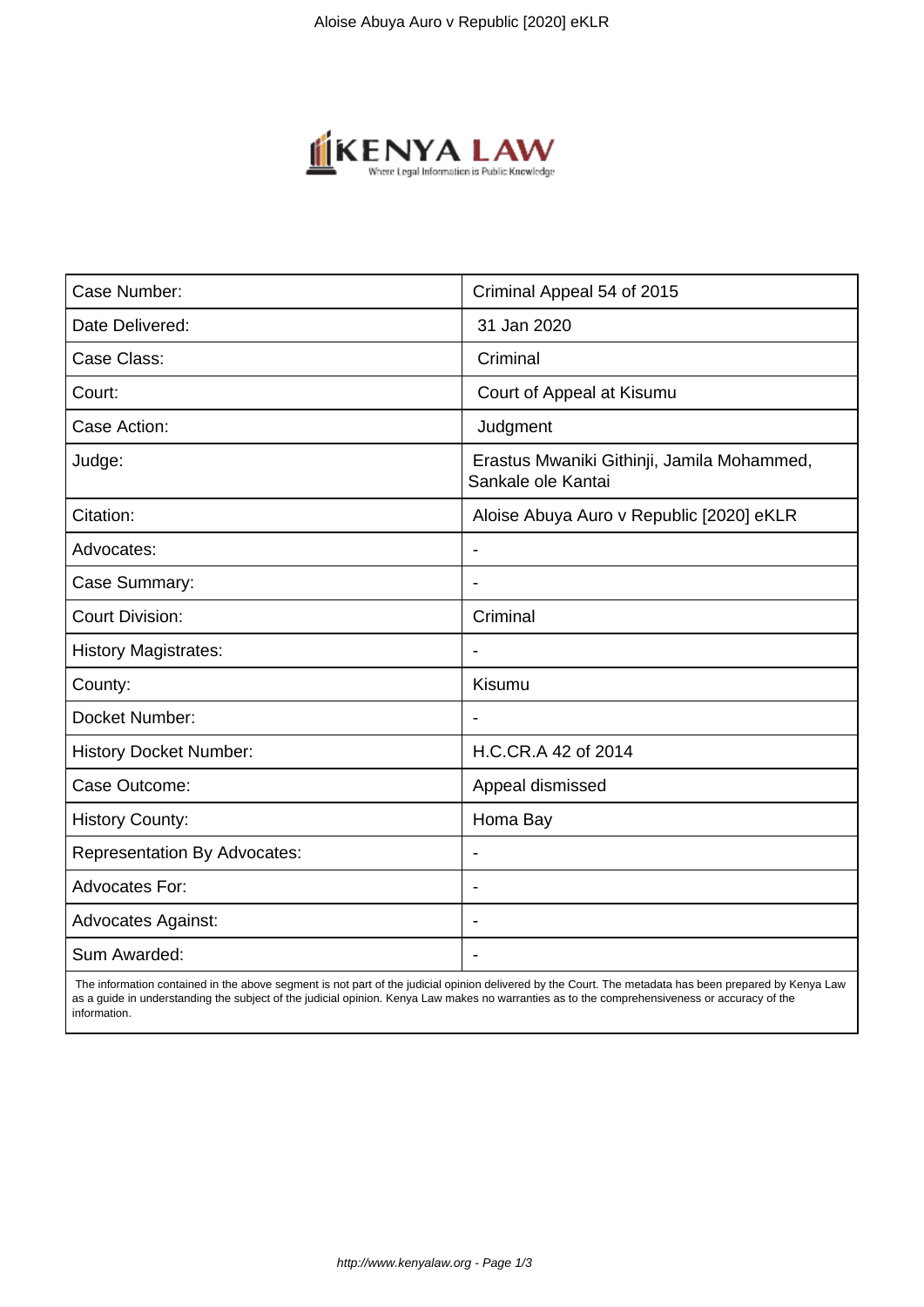| Case Number: | Criminal Appeal 54 of 2015 |
|---|---|
| Date Delivered: | 31 Jan 2020 |
| Case Class: | Criminal |
| Court: | Court of Appeal at Kisumu |
| Case Action: | Judgment |
| Judge: | Erastus Mwaniki Githinji, Jamila Mohammed, Sankale ole Kantai |
| Citation: | Aloise Abuya Auro v Republic [2020] eKLR |
| Advocates: | - |
| Case Summary: | - |
| Court Division: | Criminal |
| History Magistrates: | - |
| County: | Kisumu |
| Docket Number: | - |
| History Docket Number: | H.C.CR.A 42 of 2014 |
| Case Outcome: | Appeal dismissed |
| History County: | Homa Bay |
| Representation By Advocates: | - |
| Advocates For: | - |
| Advocates Against: | - |
| Sum Awarded: | - |

The information contained in the above segment is not part of the judicial opinion delivered by the Court. The metadata has been prepared by Kenya Law as a guide in understanding the subject of the judicial opinion. Kenya Law makes no warranties as to the comprehensiveness or accuracy of the information.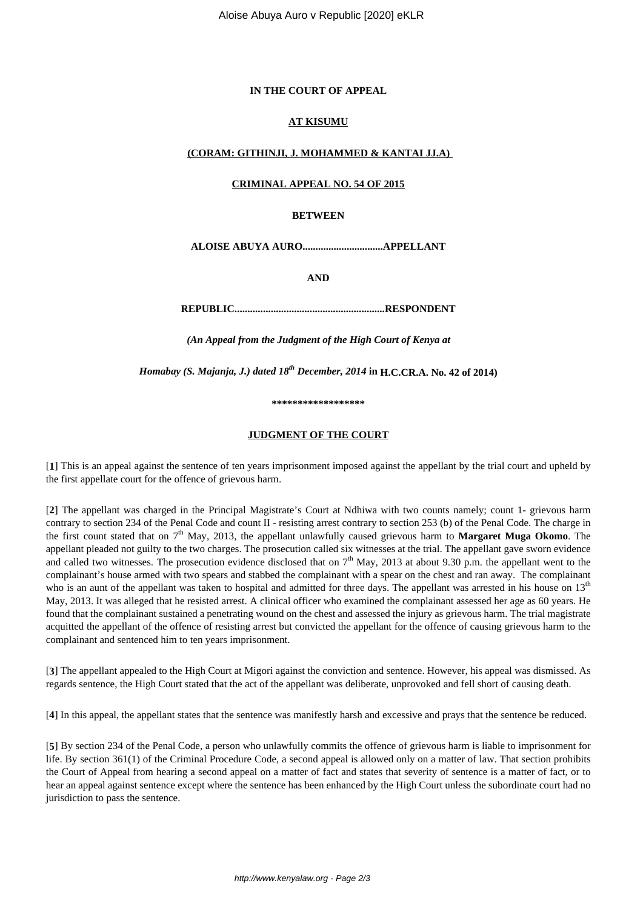**IN THE COURT OF APPEAL**

**AT KISUMU**

**(CORAM: GITHINJI, J. MOHAMMED & KANTAI JJ.A)**

**CRIMINAL APPEAL NO. 54 OF 2015**

**BETWEEN**

**ALOISE ABUYA AURO...............................APPELLANT**

**AND**

**REPUBLIC..........................................................RESPONDENT**

*(An Appeal from the Judgment of the High Court of Kenya at*

*Homabay (S. Majanja, J.) dated 18th December, 2014* **in H.C.CR.A. No. 42 of 2014)**

**\*\*\*\*\*\*\*\*\*\*\*\*\*\*\*\*\*\***

**JUDGMENT OF THE COURT**

[**1**] This is an appeal against the sentence of ten years imprisonment imposed against the appellant by the trial court and upheld by the first appellate court for the offence of grievous harm.

[**2**] The appellant was charged in the Principal Magistrate's Court at Ndhiwa with two counts namely; count 1- grievous harm contrary to section 234 of the Penal Code and count II - resisting arrest contrary to section 253 (b) of the Penal Code. The charge in the first count stated that on 7th May, 2013, the appellant unlawfully caused grievous harm to **Margaret Muga Okomo**. The appellant pleaded not guilty to the two charges. The prosecution called six witnesses at the trial. The appellant gave sworn evidence and called two witnesses. The prosecution evidence disclosed that on 7th May, 2013 at about 9.30 p.m. the appellant went to the complainant's house armed with two spears and stabbed the complainant with a spear on the chest and ran away. The complainant who is an aunt of the appellant was taken to hospital and admitted for three days. The appellant was arrested in his house on 13th May, 2013. It was alleged that he resisted arrest. A clinical officer who examined the complainant assessed her age as 60 years. He found that the complainant sustained a penetrating wound on the chest and assessed the injury as grievous harm. The trial magistrate acquitted the appellant of the offence of resisting arrest but convicted the appellant for the offence of causing grievous harm to the complainant and sentenced him to ten years imprisonment.

[**3**] The appellant appealed to the High Court at Migori against the conviction and sentence. However, his appeal was dismissed. As regards sentence, the High Court stated that the act of the appellant was deliberate, unprovoked and fell short of causing death.

[**4**] In this appeal, the appellant states that the sentence was manifestly harsh and excessive and prays that the sentence be reduced.

[**5**] By section 234 of the Penal Code, a person who unlawfully commits the offence of grievous harm is liable to imprisonment for life. By section 361(1) of the Criminal Procedure Code, a second appeal is allowed only on a matter of law. That section prohibits the Court of Appeal from hearing a second appeal on a matter of fact and states that severity of sentence is a matter of fact, or to hear an appeal against sentence except where the sentence has been enhanced by the High Court unless the subordinate court had no jurisdiction to pass the sentence.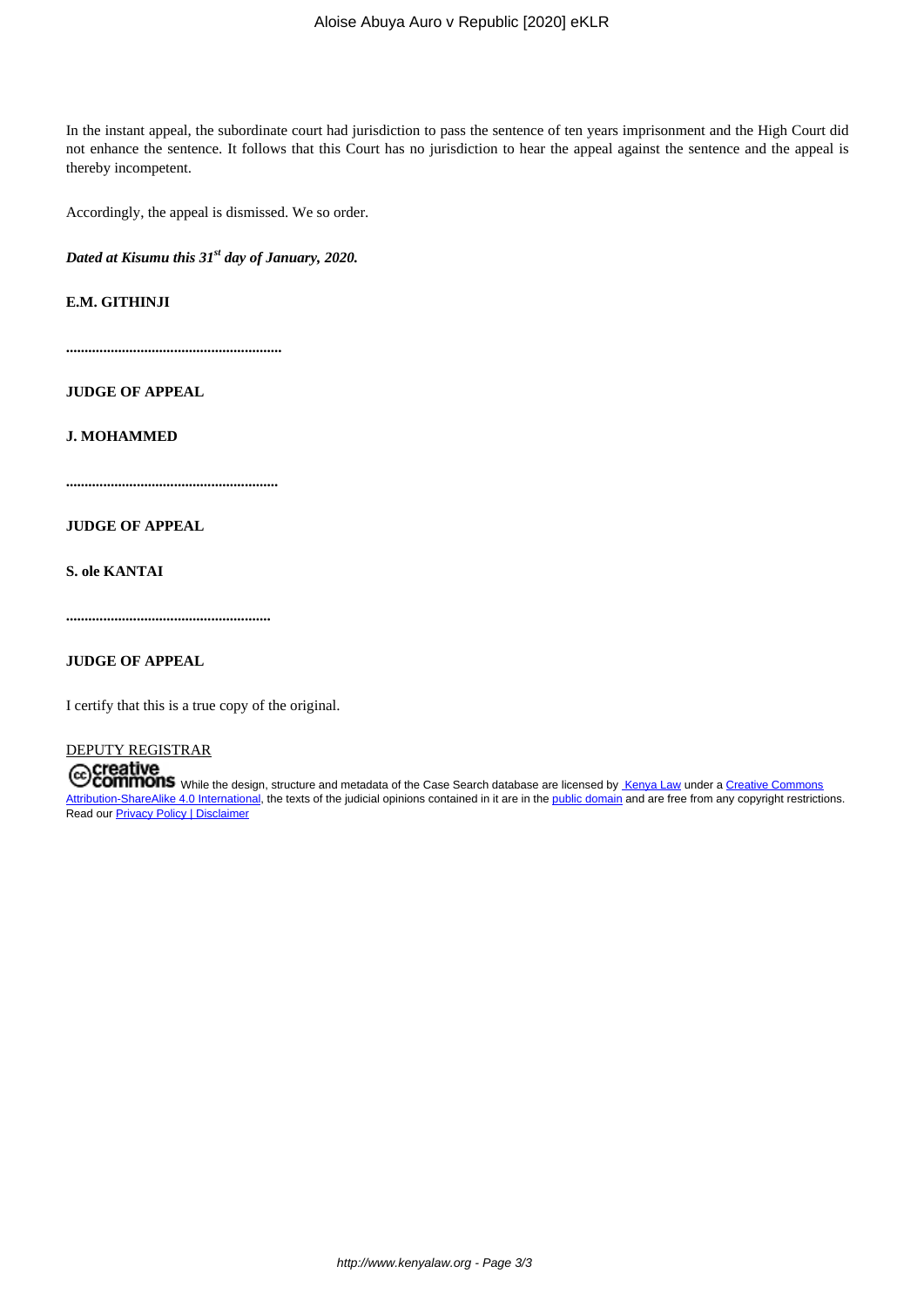In the instant appeal, the subordinate court had jurisdiction to pass the sentence of ten years imprisonment and the High Court did not enhance the sentence. It follows that this Court has no jurisdiction to hear the appeal against the sentence and the appeal is thereby incompetent.

Accordingly, the appeal is dismissed. We so order.

***Dated at Kisumu this 31st day of January, 2020.***

**E.M. GITHINJI**

**.........................................................**

**JUDGE OF APPEAL**

**J. MOHAMMED**

**.........................................................**

**JUDGE OF APPEAL**

**S. ole KANTAI**

**.......................................................**

**JUDGE OF APPEAL**

I certify that this is a true copy of the original.

DEPUTY REGISTRAR

While the design, structure and metadata of the Case Search database are licensed by Kenya Law under a Creative Commons Attribution-ShareAlike 4.0 International, the texts of the judicial opinions contained in it are in the public domain and are free from any copyright restrictions. Read our Privacy Policy | Disclaimer